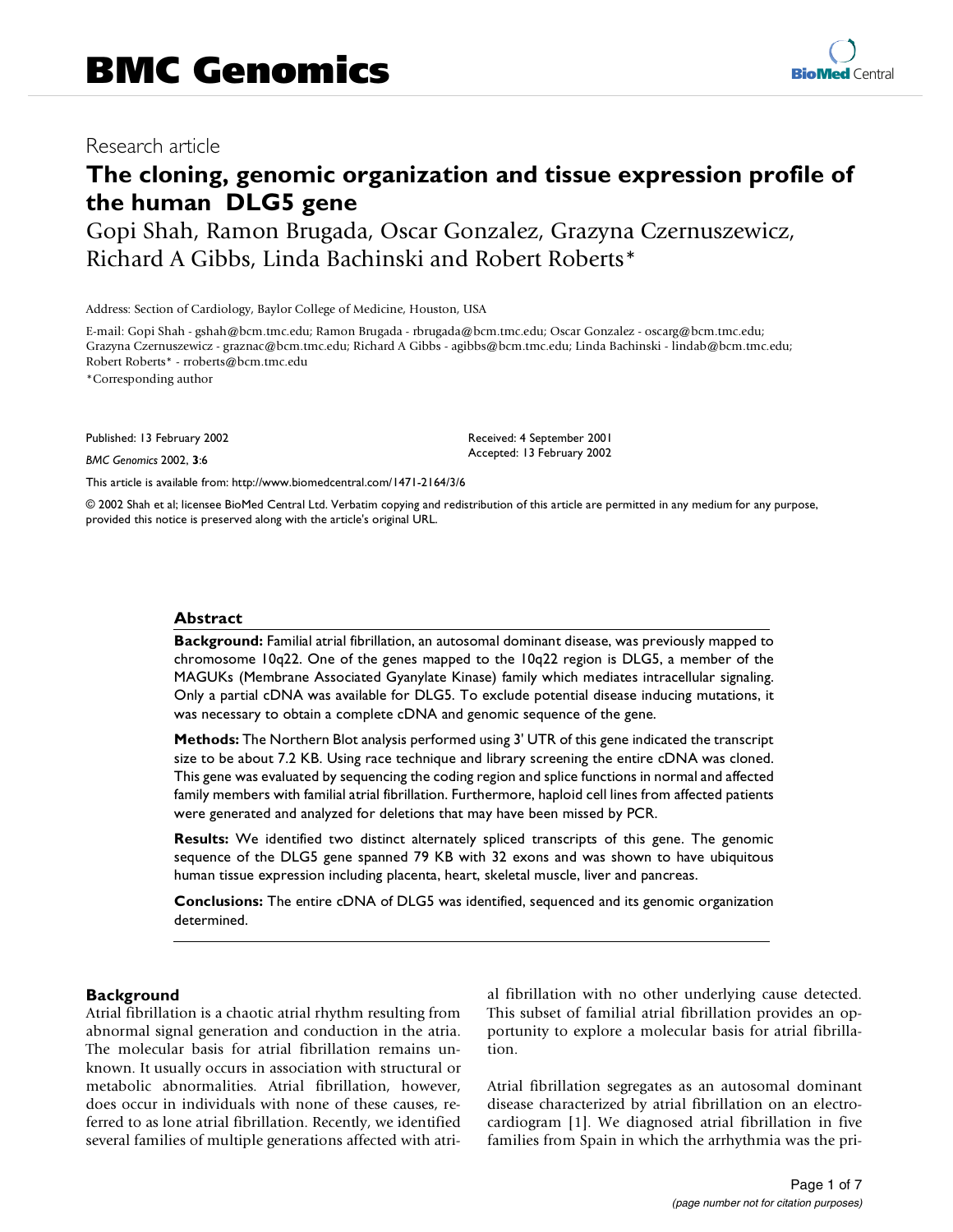# BMC Genomics

Research article

## The cloning, genomic organization and tissue expression profile of the human DLG5 gene

Gopi Shah, Ramon Brugada, Oscar Gonzalez, Grazyna Czernuszewicz, Richard A Gibbs, Linda Bachinski and Robert Roberts*

Address: Section of Cardiology, Baylor College of Medicine, Houston, USA

E-mail: Gopi Shah - gshah@bcm.tmc.edu; Ramon Brugada - rbrugada@bcm.tmc.edu; Oscar Gonzalez - oscarg@bcm.tmc.edu; Grazyna Czernuszewicz - graznac@bcm.tmc.edu; Richard A Gibbs - agibbs@bcm.tmc.edu; Linda Bachinski - lindab@bcm.tmc.edu; Robert Roberts* - rroberts@bcm.tmc.edu

*Corresponding author

Published: 13 February 2002

*BMC Genomics* 2002, **3**:6

Received: 4 September 2001
Accepted: 13 February 2002

This article is available from: http://www.biomedcentral.com/1471-2164/3/6

© 2002 Shah et al; licensee BioMed Central Ltd. Verbatim copying and redistribution of this article are permitted in any medium for any purpose, provided this notice is preserved along with the article's original URL.

### Abstract

**Background:** Familial atrial fibrillation, an autosomal dominant disease, was previously mapped to chromosome 10q22. One of the genes mapped to the 10q22 region is DLG5, a member of the MAGUKs (Membrane Associated Gyanylate Kinase) family which mediates intracellular signaling. Only a partial cDNA was available for DLG5. To exclude potential disease inducing mutations, it was necessary to obtain a complete cDNA and genomic sequence of the gene.

**Methods:** The Northern Blot analysis performed using 3' UTR of this gene indicated the transcript size to be about 7.2 KB. Using race technique and library screening the entire cDNA was cloned. This gene was evaluated by sequencing the coding region and splice functions in normal and affected family members with familial atrial fibrillation. Furthermore, haploid cell lines from affected patients were generated and analyzed for deletions that may have been missed by PCR.

**Results:** We identified two distinct alternately spliced transcripts of this gene. The genomic sequence of the DLG5 gene spanned 79 KB with 32 exons and was shown to have ubiquitous human tissue expression including placenta, heart, skeletal muscle, liver and pancreas.

**Conclusions:** The entire cDNA of DLG5 was identified, sequenced and its genomic organization determined.

### Background

Atrial fibrillation is a chaotic atrial rhythm resulting from abnormal signal generation and conduction in the atria. The molecular basis for atrial fibrillation remains unknown. It usually occurs in association with structural or metabolic abnormalities. Atrial fibrillation, however, does occur in individuals with none of these causes, referred to as lone atrial fibrillation. Recently, we identified several families of multiple generations affected with atrial fibrillation with no other underlying cause detected. This subset of familial atrial fibrillation provides an opportunity to explore a molecular basis for atrial fibrillation.

Atrial fibrillation segregates as an autosomal dominant disease characterized by atrial fibrillation on an electrocardiogram [1]. We diagnosed atrial fibrillation in five families from Spain in which the arrhythmia was the pri-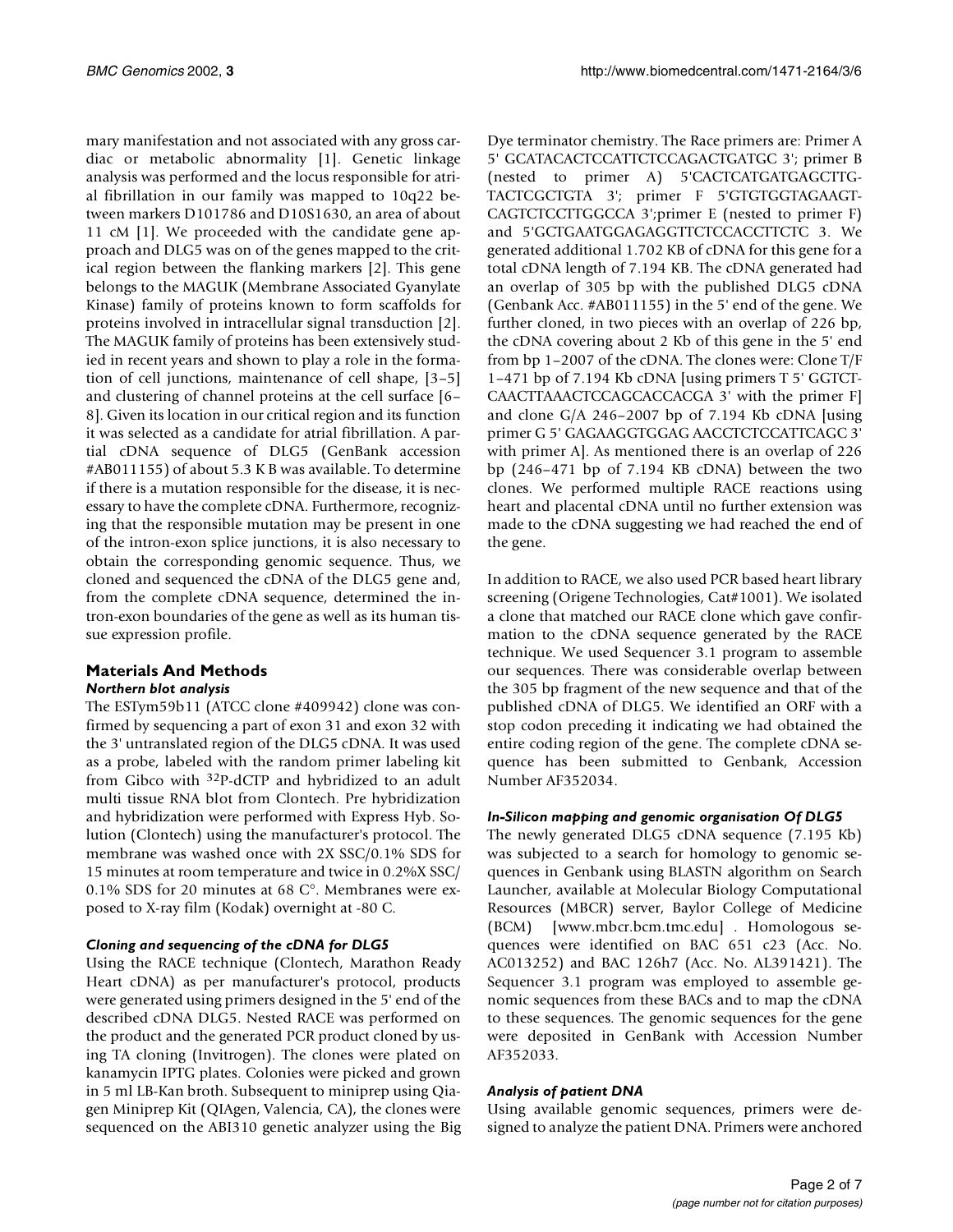mary manifestation and not associated with any gross cardiac or metabolic abnormality [1]. Genetic linkage analysis was performed and the locus responsible for atrial fibrillation in our family was mapped to 10q22 between markers D101786 and D10S1630, an area of about 11 cM [1]. We proceeded with the candidate gene approach and DLG5 was on of the genes mapped to the critical region between the flanking markers [2]. This gene belongs to the MAGUK (Membrane Associated Gyanylate Kinase) family of proteins known to form scaffolds for proteins involved in intracellular signal transduction [2]. The MAGUK family of proteins has been extensively studied in recent years and shown to play a role in the formation of cell junctions, maintenance of cell shape, [3–5] and clustering of channel proteins at the cell surface [6–8]. Given its location in our critical region and its function it was selected as a candidate for atrial fibrillation. A partial cDNA sequence of DLG5 (GenBank accession #AB011155) of about 5.3 K B was available. To determine if there is a mutation responsible for the disease, it is necessary to have the complete cDNA. Furthermore, recognizing that the responsible mutation may be present in one of the intron-exon splice junctions, it is also necessary to obtain the corresponding genomic sequence. Thus, we cloned and sequenced the cDNA of the DLG5 gene and, from the complete cDNA sequence, determined the intron-exon boundaries of the gene as well as its human tissue expression profile.

## Materials And Methods

### *Northern blot analysis*

The ESTym59b11 (ATCC clone #409942) clone was confirmed by sequencing a part of exon 31 and exon 32 with the 3' untranslated region of the DLG5 cDNA. It was used as a probe, labeled with the random primer labeling kit from Gibco with $^{32}$P-dCTP and hybridized to an adult multi tissue RNA blot from Clontech. Pre hybridization and hybridization were performed with Express Hyb. Solution (Clontech) using the manufacturer's protocol. The membrane was washed once with 2X SSC/0.1% SDS for 15 minutes at room temperature and twice in 0.2%X SSC/0.1% SDS for 20 minutes at 68 C°. Membranes were exposed to X-ray film (Kodak) overnight at -80 C.

### *Cloning and sequencing of the cDNA for DLG5*

Using the RACE technique (Clontech, Marathon Ready Heart cDNA) as per manufacturer's protocol, products were generated using primers designed in the 5' end of the described cDNA DLG5. Nested RACE was performed on the product and the generated PCR product cloned by using TA cloning (Invitrogen). The clones were plated on kanamycin IPTG plates. Colonies were picked and grown in 5 ml LB-Kan broth. Subsequent to miniprep using Qiagen Miniprep Kit (QIAgen, Valencia, CA), the clones were sequenced on the ABI310 genetic analyzer using the Big Dye terminator chemistry. The Race primers are: Primer A 5' GCATACACTCCATTCTCCAGACTGATGC 3'; primer B (nested to primer A) 5'CACTCATGATGAGCTTG-TACTCGCTGTA 3'; primer F 5'GTGTGGTAGAAGT-CAGTCTCCTTGGCCA 3';primer E (nested to primer F) and 5'GCTGAATGGAGAGGTTCTCCACCTTCTC 3. We generated additional 1.702 KB of cDNA for this gene for a total cDNA length of 7.194 KB. The cDNA generated had an overlap of 305 bp with the published DLG5 cDNA (Genbank Acc. #AB011155) in the 5' end of the gene. We further cloned, in two pieces with an overlap of 226 bp, the cDNA covering about 2 Kb of this gene in the 5' end from bp 1–2007 of the cDNA. The clones were: Clone T/F 1–471 bp of 7.194 Kb cDNA [using primers T 5' GGTCT-CAACTTAAACTCCAGCACCACGA 3' with the primer F] and clone G/A 246–2007 bp of 7.194 Kb cDNA [using primer G 5' GAGAAGGTGGAG AACCTCTCCATTCAGC 3' with primer A]. As mentioned there is an overlap of 226 bp (246–471 bp of 7.194 KB cDNA) between the two clones. We performed multiple RACE reactions using heart and placental cDNA until no further extension was made to the cDNA suggesting we had reached the end of the gene.

In addition to RACE, we also used PCR based heart library screening (Origene Technologies, Cat#1001). We isolated a clone that matched our RACE clone which gave confirmation to the cDNA sequence generated by the RACE technique. We used Sequencer 3.1 program to assemble our sequences. There was considerable overlap between the 305 bp fragment of the new sequence and that of the published cDNA of DLG5. We identified an ORF with a stop codon preceding it indicating we had obtained the entire coding region of the gene. The complete cDNA sequence has been submitted to Genbank, Accession Number AF352034.

### *In-Silicon mapping and genomic organisation Of DLG5*

The newly generated DLG5 cDNA sequence (7.195 Kb) was subjected to a search for homology to genomic sequences in Genbank using BLASTN algorithm on Search Launcher, available at Molecular Biology Computational Resources (MBCR) server, Baylor College of Medicine (BCM) [www.mbcr.bcm.tmc.edu] . Homologous sequences were identified on BAC 651 c23 (Acc. No. AC013252) and BAC 126h7 (Acc. No. AL391421). The Sequencer 3.1 program was employed to assemble genomic sequences from these BACs and to map the cDNA to these sequences. The genomic sequences for the gene were deposited in GenBank with Accession Number AF352033.

### *Analysis of patient DNA*

Using available genomic sequences, primers were designed to analyze the patient DNA. Primers were anchored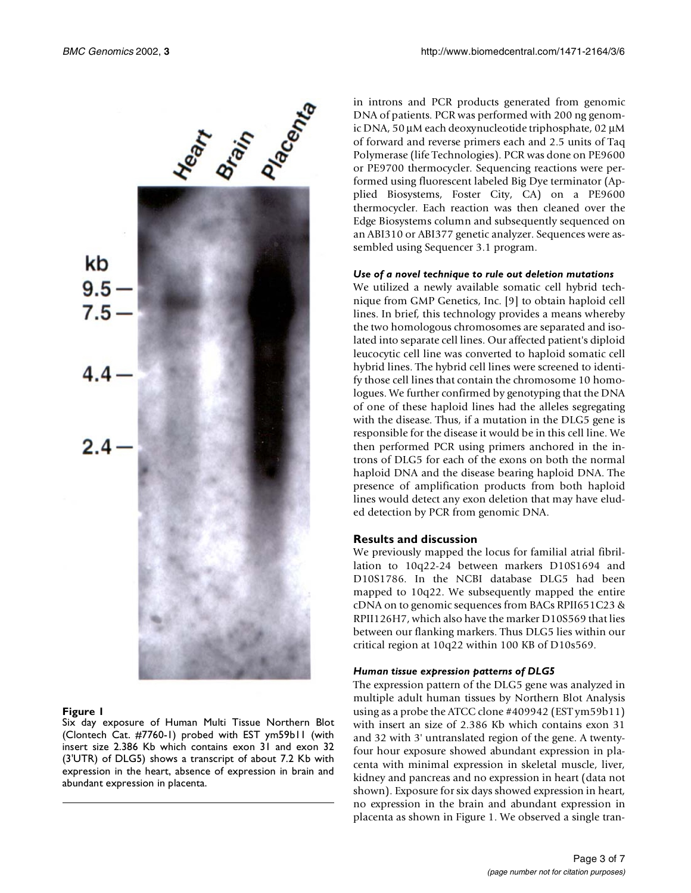**Figure 1**
Six day exposure of Human Multi Tissue Northern Blot (Clontech Cat. #7760-1) probed with EST ym59b11 (with insert size 2.386 Kb which contains exon 31 and exon 32 (3'UTR) of DLG5) shows a transcript of about 7.2 Kb with expression in the heart, absence of expression in brain and abundant expression in placenta.

in introns and PCR products generated from genomic DNA of patients. PCR was performed with 200 ng genomic DNA, 50 μM each deoxynucleotide triphosphate, 02 μM of forward and reverse primers each and 2.5 units of Taq Polymerase (life Technologies). PCR was done on PE9600 or PE9700 thermocycler. Sequencing reactions were performed using fluorescent labeled Big Dye terminator (Applied Biosystems, Foster City, CA) on a PE9600 thermocycler. Each reaction was then cleaned over the Edge Biosystems column and subsequently sequenced on an ABI310 or ABI377 genetic analyzer. Sequences were assembled using Sequencer 3.1 program.

### *Use of a novel technique to rule out deletion mutations*

We utilized a newly available somatic cell hybrid technique from GMP Genetics, Inc. [9] to obtain haploid cell lines. In brief, this technology provides a means whereby the two homologous chromosomes are separated and isolated into separate cell lines. Our affected patient's diploid leucocytic cell line was converted to haploid somatic cell hybrid lines. The hybrid cell lines were screened to identify those cell lines that contain the chromosome 10 homologues. We further confirmed by genotyping that the DNA of one of these haploid lines had the alleles segregating with the disease. Thus, if a mutation in the DLG5 gene is responsible for the disease it would be in this cell line. We then performed PCR using primers anchored in the introns of DLG5 for each of the exons on both the normal haploid DNA and the disease bearing haploid DNA. The presence of amplification products from both haploid lines would detect any exon deletion that may have eluded detection by PCR from genomic DNA.

## Results and discussion

We previously mapped the locus for familial atrial fibrillation to 10q22-24 between markers D10S1694 and D10S1786. In the NCBI database DLG5 had been mapped to 10q22. We subsequently mapped the entire cDNA on to genomic sequences from BACs RPII651C23 & RPII126H7, which also have the marker D10S569 that lies between our flanking markers. Thus DLG5 lies within our critical region at 10q22 within 100 KB of D10s569.

### *Human tissue expression patterns of DLG5*

The expression pattern of the DLG5 gene was analyzed in multiple adult human tissues by Northern Blot Analysis using as a probe the ATCC clone #409942 (EST ym59b11) with insert an size of 2.386 Kb which contains exon 31 and 32 with 3' untranslated region of the gene. A twenty-four hour exposure showed abundant expression in placenta with minimal expression in skeletal muscle, liver, kidney and pancreas and no expression in heart (data not shown). Exposure for six days showed expression in heart, no expression in the brain and abundant expression in placenta as shown in Figure 1. We observed a single tran-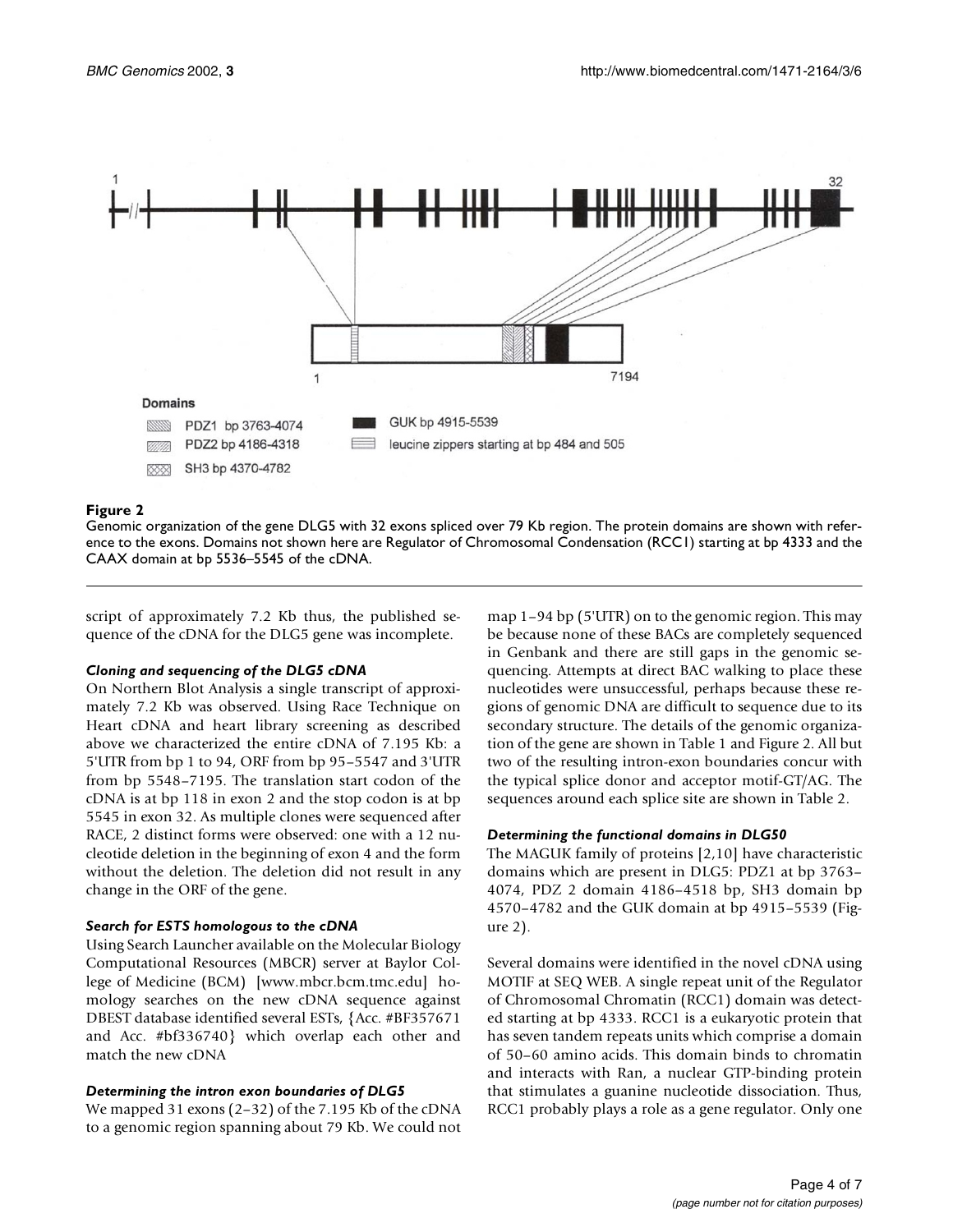**Figure 2**

Genomic organization of the gene DLG5 with 32 exons spliced over 79 Kb region. The protein domains are shown with reference to the exons. Domains not shown here are Regulator of Chromosomal Condensation (RCC1) starting at bp 4333 and the CAAX domain at bp 5536–5545 of the cDNA.

script of approximately 7.2 Kb thus, the published sequence of the cDNA for the DLG5 gene was incomplete.

### *Cloning and sequencing of the DLG5 cDNA*

On Northern Blot Analysis a single transcript of approximately 7.2 Kb was observed. Using Race Technique on Heart cDNA and heart library screening as described above we characterized the entire cDNA of 7.195 Kb: a 5'UTR from bp 1 to 94, ORF from bp 95–5547 and 3'UTR from bp 5548–7195. The translation start codon of the cDNA is at bp 118 in exon 2 and the stop codon is at bp 5545 in exon 32. As multiple clones were sequenced after RACE, 2 distinct forms were observed: one with a 12 nucleotide deletion in the beginning of exon 4 and the form without the deletion. The deletion did not result in any change in the ORF of the gene.

### *Search for ESTS homologous to the cDNA*

Using Search Launcher available on the Molecular Biology Computational Resources (MBCR) server at Baylor College of Medicine (BCM) [www.mbcr.bcm.tmc.edu] homology searches on the new cDNA sequence against DBEST database identified several ESTs, {Acc. #BF357671 and Acc. #bf336740} which overlap each other and match the new cDNA

### *Determining the intron exon boundaries of DLG5*

We mapped 31 exons (2–32) of the 7.195 Kb of the cDNA to a genomic region spanning about 79 Kb. We could not map 1–94 bp (5'UTR) on to the genomic region. This may be because none of these BACs are completely sequenced in Genbank and there are still gaps in the genomic sequencing. Attempts at direct BAC walking to place these nucleotides were unsuccessful, perhaps because these regions of genomic DNA are difficult to sequence due to its secondary structure. The details of the genomic organization of the gene are shown in Table 1 and Figure 2. All but two of the resulting intron-exon boundaries concur with the typical splice donor and acceptor motif-GT/AG. The sequences around each splice site are shown in Table 2.

### *Determining the functional domains in DLG50*

The MAGUK family of proteins [2,10] have characteristic domains which are present in DLG5: PDZ1 at bp 3763–4074, PDZ 2 domain 4186–4518 bp, SH3 domain bp 4570–4782 and the GUK domain at bp 4915–5539 (Figure 2).

Several domains were identified in the novel cDNA using MOTIF at SEQ WEB. A single repeat unit of the Regulator of Chromosomal Chromatin (RCC1) domain was detected starting at bp 4333. RCC1 is a eukaryotic protein that has seven tandem repeats units which comprise a domain of 50–60 amino acids. This domain binds to chromatin and interacts with Ran, a nuclear GTP-binding protein that stimulates a guanine nucleotide dissociation. Thus, RCC1 probably plays a role as a gene regulator. Only one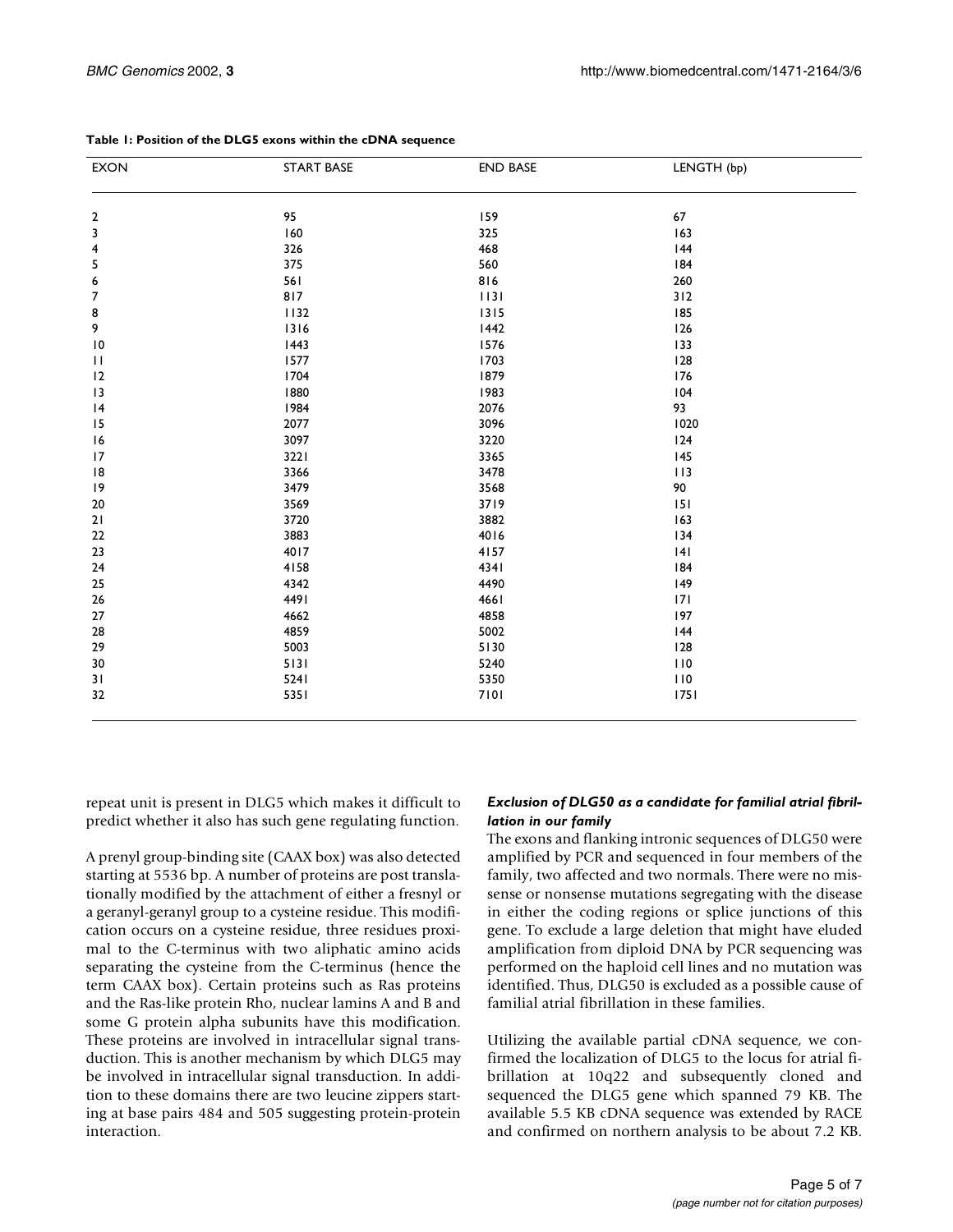**Table 1: Position of the DLG5 exons within the cDNA sequence**

| EXON | START BASE | END BASE | LENGTH (bp) |
|---|---|---|---|
| 2 | 95 | 159 | 67 |
| 3 | 160 | 325 | 163 |
| 4 | 326 | 468 | 144 |
| 5 | 375 | 560 | 184 |
| 6 | 561 | 816 | 260 |
| 7 | 817 | 1131 | 312 |
| 8 | 1132 | 1315 | 185 |
| 9 | 1316 | 1442 | 126 |
| 10 | 1443 | 1576 | 133 |
| 11 | 1577 | 1703 | 128 |
| 12 | 1704 | 1879 | 176 |
| 13 | 1880 | 1983 | 104 |
| 14 | 1984 | 2076 | 93 |
| 15 | 2077 | 3096 | 1020 |
| 16 | 3097 | 3220 | 124 |
| 17 | 3221 | 3365 | 145 |
| 18 | 3366 | 3478 | 113 |
| 19 | 3479 | 3568 | 90 |
| 20 | 3569 | 3719 | 151 |
| 21 | 3720 | 3882 | 163 |
| 22 | 3883 | 4016 | 134 |
| 23 | 4017 | 4157 | 141 |
| 24 | 4158 | 4341 | 184 |
| 25 | 4342 | 4490 | 149 |
| 26 | 4491 | 4661 | 171 |
| 27 | 4662 | 4858 | 197 |
| 28 | 4859 | 5002 | 144 |
| 29 | 5003 | 5130 | 128 |
| 30 | 5131 | 5240 | 110 |
| 31 | 5241 | 5350 | 110 |
| 32 | 5351 | 7101 | 1751 |

repeat unit is present in DLG5 which makes it difficult to predict whether it also has such gene regulating function.

A prenyl group-binding site (CAAX box) was also detected starting at 5536 bp. A number of proteins are post translationally modified by the attachment of either a fresnyl or a geranyl-geranyl group to a cysteine residue. This modification occurs on a cysteine residue, three residues proximal to the C-terminus with two aliphatic amino acids separating the cysteine from the C-terminus (hence the term CAAX box). Certain proteins such as Ras proteins and the Ras-like protein Rho, nuclear lamins A and B and some G protein alpha subunits have this modification. These proteins are involved in intracellular signal transduction. This is another mechanism by which DLG5 may be involved in intracellular signal transduction. In addition to these domains there are two leucine zippers starting at base pairs 484 and 505 suggesting protein-protein interaction.

### *Exclusion of DLG50 as a candidate for familial atrial fibrillation in our family*

The exons and flanking intronic sequences of DLG50 were amplified by PCR and sequenced in four members of the family, two affected and two normals. There were no missense or nonsense mutations segregating with the disease in either the coding regions or splice junctions of this gene. To exclude a large deletion that might have eluded amplification from diploid DNA by PCR sequencing was performed on the haploid cell lines and no mutation was identified. Thus, DLG50 is excluded as a possible cause of familial atrial fibrillation in these families.

Utilizing the available partial cDNA sequence, we confirmed the localization of DLG5 to the locus for atrial fibrillation at 10q22 and subsequently cloned and sequenced the DLG5 gene which spanned 79 KB. The available 5.5 KB cDNA sequence was extended by RACE and confirmed on northern analysis to be about 7.2 KB.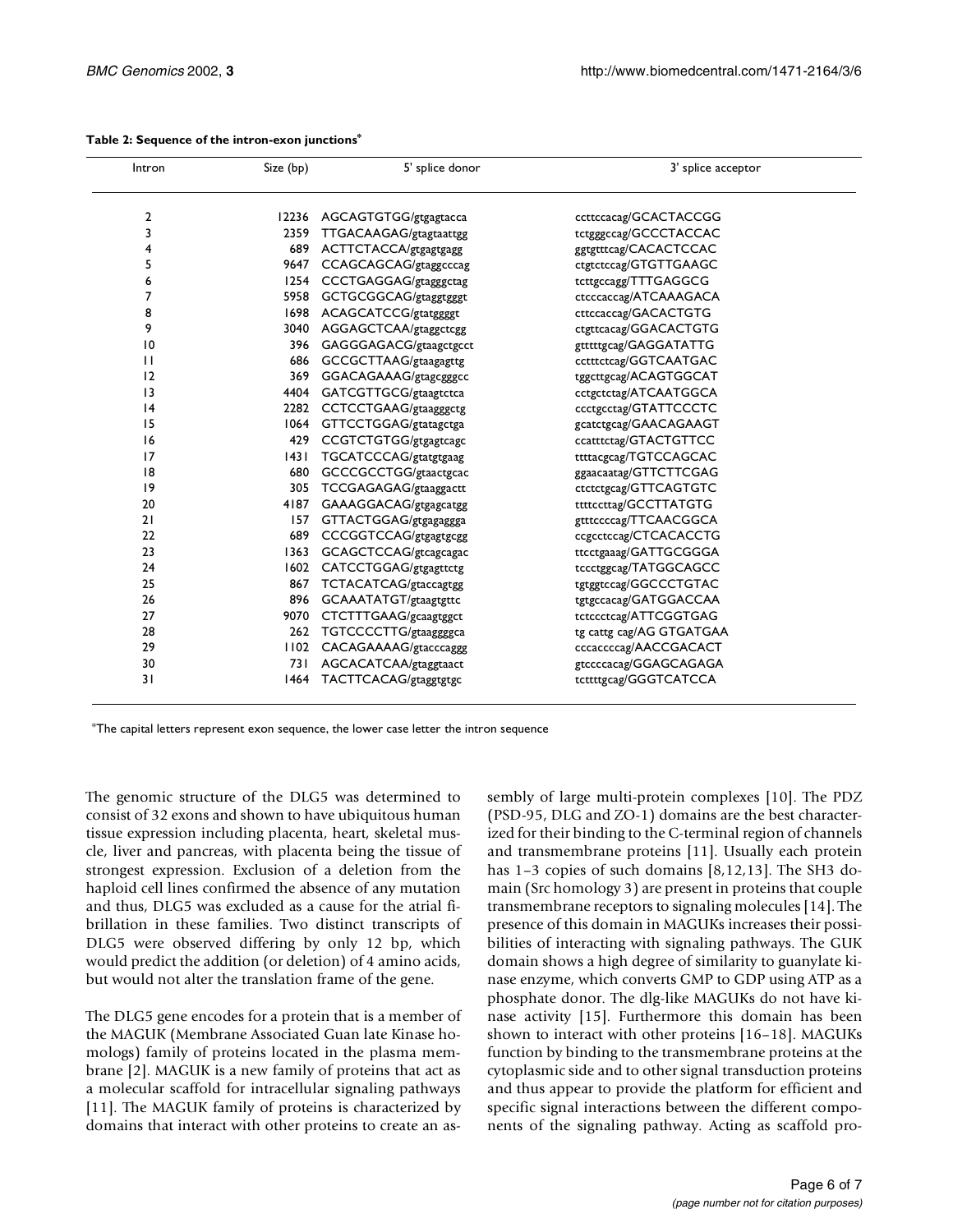**Table 2: Sequence of the intron-exon junctions***

| Intron | Size (bp) | 5' splice donor | 3' splice acceptor |
|---|---|---|---|
| 2 | 12236 | AGCAGTGTGG/gtgagtacca | ccttccacag/GCACTACCGG |
| 3 | 2359 | TTGACAAGAG/gtagtaattgg | tctgggccag/GCCCTACCAC |
| 4 | 689 | ACTTCTACCA/gtgagtgagg | ggtgtttcag/CACACTCCAC |
| 5 | 9647 | CCAGCAGCAG/gtaggcccag | ctgtctccag/GTGTTGAAGC |
| 6 | 1254 | CCCTGAGGAG/gtagggctag | tcttgccagg/TTTGAGGCG |
| 7 | 5958 | GCTGCGGCAG/gtaggtgggt | ctcccaccag/ATCAAAGACA |
| 8 | 1698 | ACAGCATCCG/gtatggggt | cttccaccag/GACACTGTG |
| 9 | 3040 | AGGAGCTCAA/gtaggctcgg | ctgttcacag/GGACACTGTG |
| 10 | 396 | GAGGGAGACG/gtaagctgcct | gtttttgcag/GAGGATATTG |
| 11 | 686 | GCCGCTTAAG/gtaagagttg | cctttctcag/GGTCAATGAC |
| 12 | 369 | GGACAGAAAG/gtagcgggcc | tggcttgcag/ACAGTGGCAT |
| 13 | 4404 | GATCGTTGCG/gtaagtctca | cctgctctag/ATCAATGGCA |
| 14 | 2282 | CCTCCTGAAG/gtaagggctg | ccctgcctag/GTATTCCCTC |
| 15 | 1064 | GTTCCTGGAG/gtatagctga | gcatctgcag/GAACAGAAGT |
| 16 | 429 | CCGTCTGTGG/gtgagtcagc | ccatttctag/GTACTGTTCC |
| 17 | 1431 | TGCATCCCAG/gtatgtgaag | ttttacgcag/TGTCCAGCAC |
| 18 | 680 | GCCCGCCTGG/gtaactgcac | ggaacaatag/GTTCTTCGAG |
| 19 | 305 | TCCGAGAGAG/gtaaggactt | ctctctgcag/GTTCAGTGTC |
| 20 | 4187 | GAAAGGACAG/gtgagcatgg | ttttccttag/GCCTTATGTG |
| 21 | 157 | GTTACTGGAG/gtgagaggga | gtttccccag/TTCAACGGCA |
| 22 | 689 | CCCGGTCCAG/gtgagtgcgg | ccgcctccag/CTCACACCTG |
| 23 | 1363 | GCAGCTCCAG/gtcagcagac | ttcctgaaag/GATTGCGGGA |
| 24 | 1602 | CATCCTGGAG/gtgagttctg | tccctggcag/TATGGCAGCC |
| 25 | 867 | TCTACATCAG/gtaccagtgg | tgtggtccag/GGCCCTGTAC |
| 26 | 896 | GCAAATATGT/gtaagtgttc | tgtgccacag/GATGGACCAA |
| 27 | 9070 | CTCTTTGAAG/gcaagtggct | tctccctcag/ATTCGGTGAG |
| 28 | 262 | TGTCCCCTTG/gtaaggggca | tg cattg cag/AG GTGATGAA |
| 29 | 1102 | CACAGAAAAG/gtacccaggg | cccaccccag/AACCGACACT |
| 30 | 731 | AGCACATCAA/gtaggtaact | gtccccacag/GGAGCAGAGA |
| 31 | 1464 | TACTTCACAG/gtaggtgtgc | tcttttgcag/GGGTCATCCA |

*The capital letters represent exon sequence, the lower case letter the intron sequence

The genomic structure of the DLG5 was determined to consist of 32 exons and shown to have ubiquitous human tissue expression including placenta, heart, skeletal muscle, liver and pancreas, with placenta being the tissue of strongest expression. Exclusion of a deletion from the haploid cell lines confirmed the absence of any mutation and thus, DLG5 was excluded as a cause for the atrial fibrillation in these families. Two distinct transcripts of DLG5 were observed differing by only 12 bp, which would predict the addition (or deletion) of 4 amino acids, but would not alter the translation frame of the gene.

The DLG5 gene encodes for a protein that is a member of the MAGUK (Membrane Associated Guan late Kinase homologs) family of proteins located in the plasma membrane [2]. MAGUK is a new family of proteins that act as a molecular scaffold for intracellular signaling pathways [11]. The MAGUK family of proteins is characterized by domains that interact with other proteins to create an assembly of large multi-protein complexes [10]. The PDZ (PSD-95, DLG and ZO-1) domains are the best characterized for their binding to the C-terminal region of channels and transmembrane proteins [11]. Usually each protein has 1–3 copies of such domains [8,12,13]. The SH3 domain (Src homology 3) are present in proteins that couple transmembrane receptors to signaling molecules [14]. The presence of this domain in MAGUKs increases their possibilities of interacting with signaling pathways. The GUK domain shows a high degree of similarity to guanylate kinase enzyme, which converts GMP to GDP using ATP as a phosphate donor. The dlg-like MAGUKs do not have kinase activity [15]. Furthermore this domain has been shown to interact with other proteins [16–18]. MAGUKs function by binding to the transmembrane proteins at the cytoplasmic side and to other signal transduction proteins and thus appear to provide the platform for efficient and specific signal interactions between the different components of the signaling pathway. Acting as scaffold pro-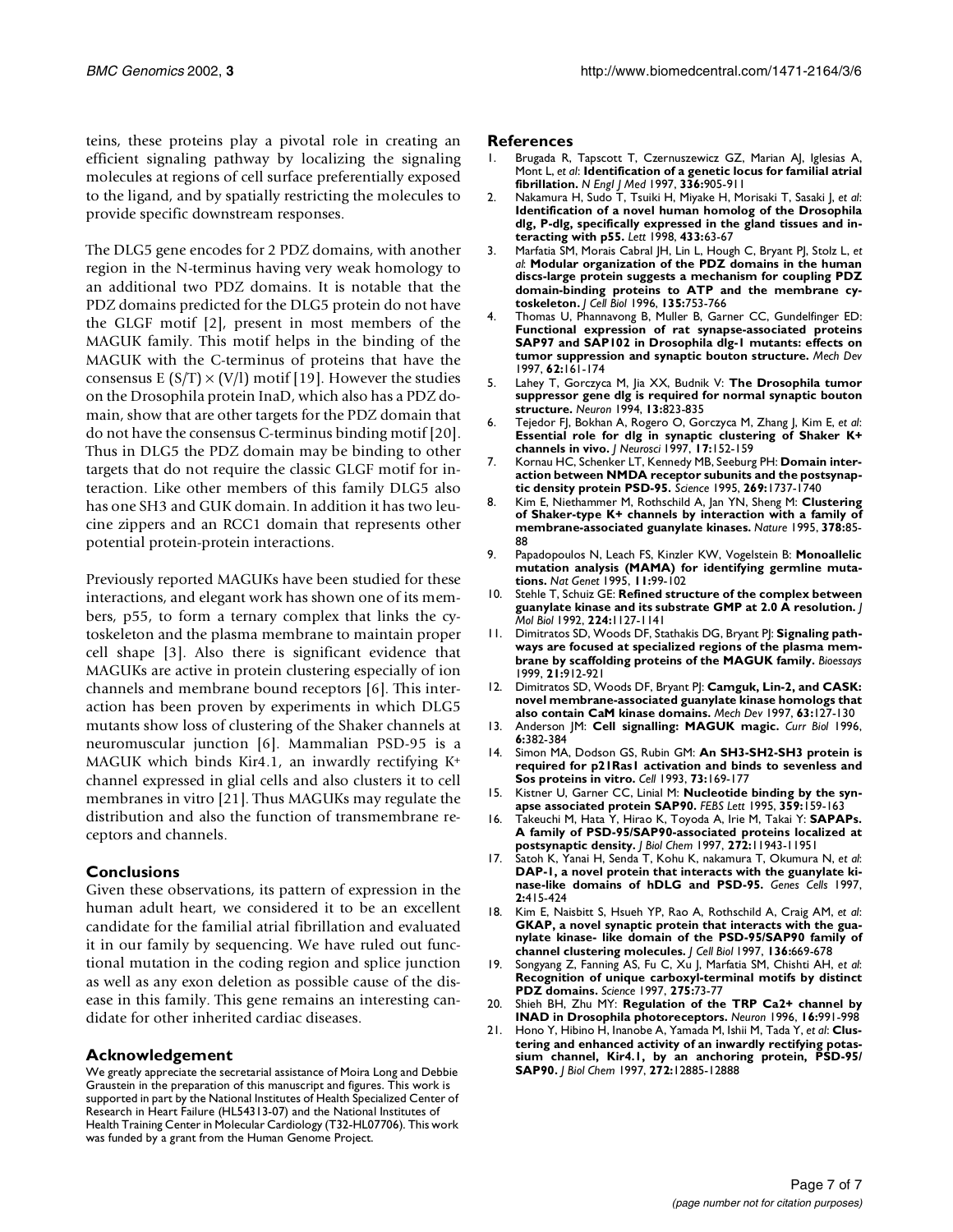teins, these proteins play a pivotal role in creating an efficient signaling pathway by localizing the signaling molecules at regions of cell surface preferentially exposed to the ligand, and by spatially restricting the molecules to provide specific downstream responses.

The DLG5 gene encodes for 2 PDZ domains, with another region in the N-terminus having very weak homology to an additional two PDZ domains. It is notable that the PDZ domains predicted for the DLG5 protein do not have the GLGF motif [2], present in most members of the MAGUK family. This motif helps in the binding of the MAGUK with the C-terminus of proteins that have the consensus E (S/T) × (V/I) motif [19]. However the studies on the Drosophila protein InaD, which also has a PDZ domain, show that are other targets for the PDZ domain that do not have the consensus C-terminus binding motif [20]. Thus in DLG5 the PDZ domain may be binding to other targets that do not require the classic GLGF motif for interaction. Like other members of this family DLG5 also has one SH3 and GUK domain. In addition it has two leucine zippers and an RCC1 domain that represents other potential protein-protein interactions.

Previously reported MAGUKs have been studied for these interactions, and elegant work has shown one of its members, p55, to form a ternary complex that links the cytoskeleton and the plasma membrane to maintain proper cell shape [3]. Also there is significant evidence that MAGUKs are active in protein clustering especially of ion channels and membrane bound receptors [6]. This interaction has been proven by experiments in which DLG5 mutants show loss of clustering of the Shaker channels at neuromuscular junction [6]. Mammalian PSD-95 is a MAGUK which binds Kir4.1, an inwardly rectifying $K^+$ channel expressed in glial cells and also clusters it to cell membranes in vitro [21]. Thus MAGUKs may regulate the distribution and also the function of transmembrane receptors and channels.

## Conclusions

Given these observations, its pattern of expression in the human adult heart, we considered it to be an excellent candidate for the familial atrial fibrillation and evaluated it in our family by sequencing. We have ruled out functional mutation in the coding region and splice junction as well as any exon deletion as possible cause of the disease in this family. This gene remains an interesting candidate for other inherited cardiac diseases.

## Acknowledgement

We greatly appreciate the secretarial assistance of Moira Long and Debbie Graustein in the preparation of this manuscript and figures. This work is supported in part by the National Institutes of Health Specialized Center of Research in Heart Failure (HL54313-07) and the National Institutes of Health Training Center in Molecular Cardiology (T32-HL07706). This work was funded by a grant from the Human Genome Project.

## References

1. Brugada R, Tapscott T, Czernuszewicz GZ, Marian AJ, Iglesias A, Mont L, *et al*: **Identification of a genetic locus for familial atrial fibrillation.** *N Engl J Med* 1997, **336:**905-911
2. Nakamura H, Sudo T, Tsuiki H, Miyake H, Morisaki T, Sasaki J, *et al*: **Identification of a novel human homolog of the Drosophila dlg, P-dlg, specifically expressed in the gland tissues and interacting with p55.** *Lett* 1998, **433:**63-67
3. Marfatia SM, Morais Cabral JH, Lin L, Hough C, Bryant PJ, Stolz L, *et al*: **Modular organization of the PDZ domains in the human discs-large protein suggests a mechanism for coupling PDZ domain-binding proteins to ATP and the membrane cytoskeleton.** *J Cell Biol* 1996, **135:**753-766
4. Thomas U, Phannavong B, Muller B, Garner CC, Gundelfinger ED: **Functional expression of rat synapse-associated proteins SAP97 and SAP102 in Drosophila dlg-1 mutants: effects on tumor suppression and synaptic bouton structure.** *Mech Dev* 1997, **62:**161-174
5. Lahey T, Gorczyca M, Jia XX, Budnik V: **The Drosophila tumor suppressor gene dlg is required for normal synaptic bouton structure.** *Neuron* 1994, **13:**823-835
6. Tejedor FJ, Bokhan A, Rogero O, Gorczyca M, Zhang J, Kim E, *et al*: **Essential role for dlg in synaptic clustering of Shaker K+ channels in vivo.** *J Neurosci* 1997, **17:**152-159
7. Kornau HC, Schenker LT, Kennedy MB, Seeburg PH: **Domain interaction between NMDA receptor subunits and the postsynaptic density protein PSD-95.** *Science* 1995, **269:**1737-1740
8. Kim E, Niethammer M, Rothschild A, Jan YN, Sheng M: **Clustering of Shaker-type K+ channels by interaction with a family of membrane-associated guanylate kinases.** *Nature* 1995, **378:**85-88
9. Papadopoulos N, Leach FS, Kinzler KW, Vogelstein B: **Monoallelic mutation analysis (MAMA) for identifying germline mutations.** *Nat Genet* 1995, **11:**99-102
10. Stehle T, Schuiz GE: **Refined structure of the complex between guanylate kinase and its substrate GMP at 2.0 A resolution.** *J Mol Biol* 1992, **224:**1127-1141
11. Dimitratos SD, Woods DF, Stathakis DG, Bryant PJ: **Signaling pathways are focused at specialized regions of the plasma membrane by scaffolding proteins of the MAGUK family.** *Bioessays* 1999, **21:**912-921
12. Dimitratos SD, Woods DF, Bryant PJ: **Camguk, Lin-2, and CASK: novel membrane-associated guanylate kinase homologs that also contain CaM kinase domains.** *Mech Dev* 1997, **63:**127-130
13. Anderson JM: **Cell signalling: MAGUK magic.** *Curr Biol* 1996, **6:**382-384
14. Simon MA, Dodson GS, Rubin GM: **An SH3-SH2-SH3 protein is required for p21Ras1 activation and binds to sevenless and Sos proteins in vitro.** *Cell* 1993, **73:**169-177
15. Kistner U, Garner CC, Linial M: **Nucleotide binding by the synapse associated protein SAP90.** *FEBS Lett* 1995, **359:**159-163
16. Takeuchi M, Hata Y, Hirao K, Toyoda A, Irie M, Takai Y: **SAPAPs. A family of PSD-95/SAP90-associated proteins localized at postsynaptic density.** *J Biol Chem* 1997, **272:**11943-11951
17. Satoh K, Yanai H, Senda T, Kohu K, nakamura T, Okumura N, *et al*: **DAP-1, a novel protein that interacts with the guanylate kinase-like domains of hDLG and PSD-95.** *Genes Cells* 1997, **2:**415-424
18. Kim E, Naisbitt S, Hsueh YP, Rao A, Rothschild A, Craig AM, *et al*: **GKAP, a novel synaptic protein that interacts with the guanylate kinase- like domain of the PSD-95/SAP90 family of channel clustering molecules.** *J Cell Biol* 1997, **136:**669-678
19. Songyang Z, Fanning AS, Fu C, Xu J, Marfatia SM, Chishti AH, *et al*: **Recognition of unique carboxyl-terminal motifs by distinct PDZ domains.** *Science* 1997, **275:**73-77
20. Shieh BH, Zhu MY: **Regulation of the TRP Ca2+ channel by INAD in Drosophila photoreceptors.** *Neuron* 1996, **16:**991-998
21. Hono Y, Hibino H, Inanobe A, Yamada M, Ishii M, Tada Y, *et al*: **Clustering and enhanced activity of an inwardly rectifying potassium channel, Kir4.1, by an anchoring protein, PSD-95/SAP90.** *J Biol Chem* 1997, **272:**12885-12888